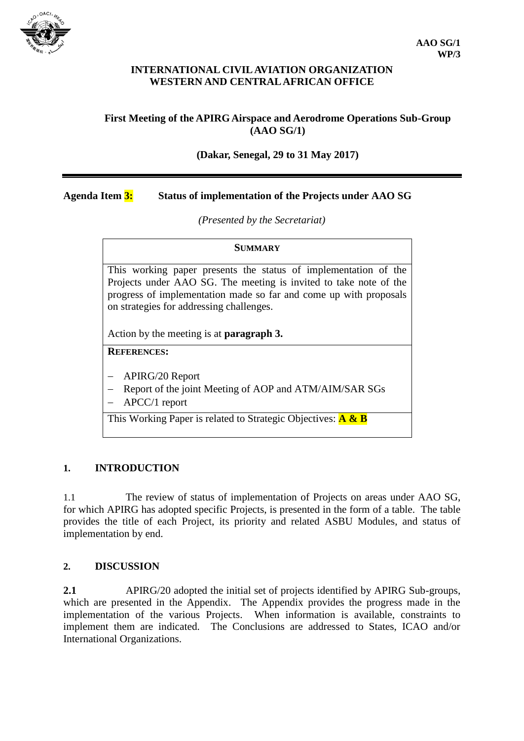**AAO SG/1**
**WP/3**

**INTERNATIONAL CIVIL AVIATION ORGANIZATION**
**WESTERN AND CENTRAL AFRICAN OFFICE**

**First Meeting of the APIRG Airspace and Aerodrome Operations Sub-Group (AAO SG/1)**

**(Dakar, Senegal, 29 to 31 May 2017)**

---

**Agenda Item 3: Status of implementation of the Projects under AAO SG**

*(Presented by the Secretariat)*

| **SUMMARY** |
|---|
| This working paper presents the status of implementation of the Projects under AAO SG. The meeting is invited to take note of the progress of implementation made so far and come up with proposals on strategies for addressing challenges.<br><br>Action by the meeting is at **paragraph 3.** |
| **REFERENCES:**<br><br>– APIRG/20 Report<br>– Report of the joint Meeting of AOP and ATM/AIM/SAR SGs<br>– APCC/1 report |
| This Working Paper is related to Strategic Objectives: **A & B** |

## 1. INTRODUCTION

1.1 The review of status of implementation of Projects on areas under AAO SG, for which APIRG has adopted specific Projects, is presented in the form of a table. The table provides the title of each Project, its priority and related ASBU Modules, and status of implementation by end.

## 2. DISCUSSION

**2.1** APIRG/20 adopted the initial set of projects identified by APIRG Sub-groups, which are presented in the Appendix. The Appendix provides the progress made in the implementation of the various Projects. When information is available, constraints to implement them are indicated. The Conclusions are addressed to States, ICAO and/or International Organizations.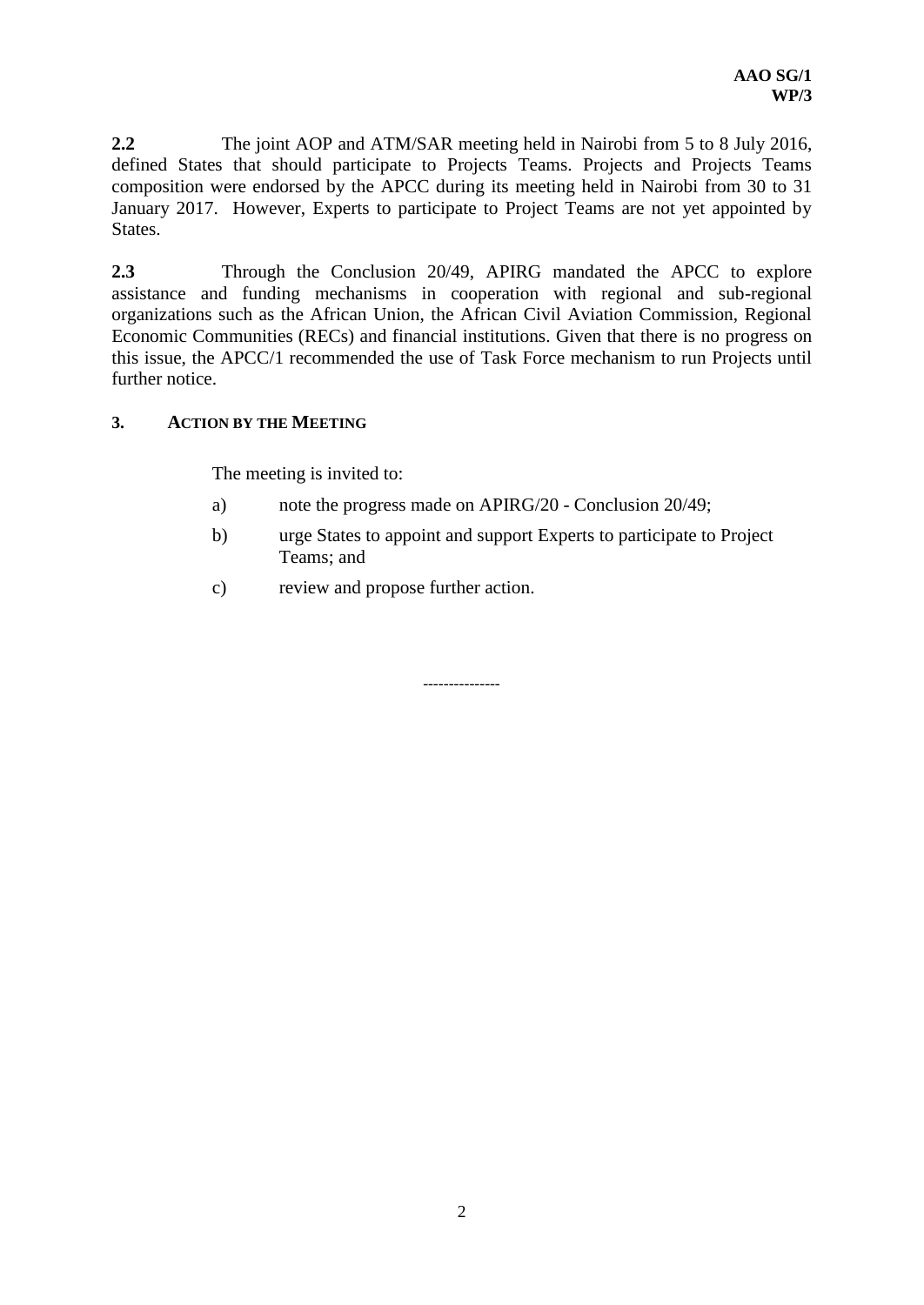**2.2** The joint AOP and ATM/SAR meeting held in Nairobi from 5 to 8 July 2016, defined States that should participate to Projects Teams. Projects and Projects Teams composition were endorsed by the APCC during its meeting held in Nairobi from 30 to 31 January 2017. However, Experts to participate to Project Teams are not yet appointed by States.

**2.3** Through the Conclusion 20/49, APIRG mandated the APCC to explore assistance and funding mechanisms in cooperation with regional and sub-regional organizations such as the African Union, the African Civil Aviation Commission, Regional Economic Communities (RECs) and financial institutions. Given that there is no progress on this issue, the APCC/1 recommended the use of Task Force mechanism to run Projects until further notice.

### 3. ACTION BY THE MEETING

The meeting is invited to:

a) note the progress made on APIRG/20 - Conclusion 20/49;

b) urge States to appoint and support Experts to participate to Project Teams; and

c) review and propose further action.

---------------